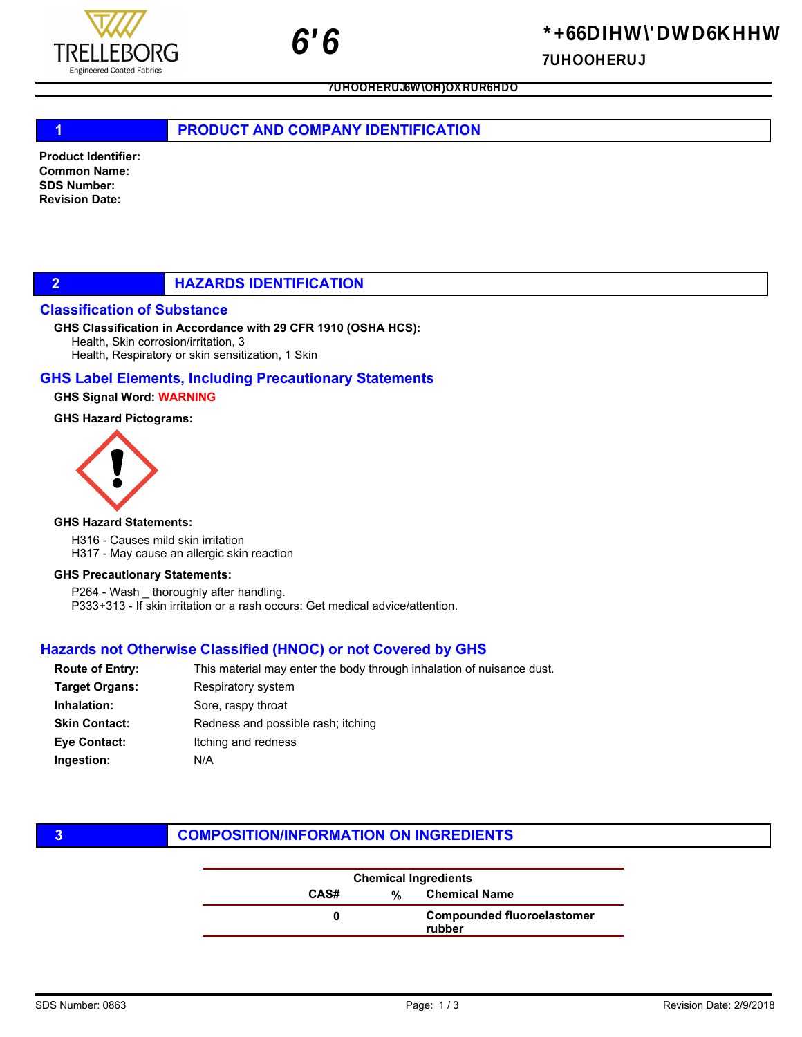TRELLEBORG
Engineered Coated Fabrics

# 6'6

*+66DIHW\'DWD6KHHW

7UHOOHERUJ

7UHOOHERUJ6W\OH)OXRUR6HDO

## 1 PRODUCT AND COMPANY IDENTIFICATION

**Product Identifier:**
**Common Name:**
**SDS Number:**
**Revision Date:**

## 2 HAZARDS IDENTIFICATION

### Classification of Substance

**GHS Classification in Accordance with 29 CFR 1910 (OSHA HCS):**

Health, Skin corrosion/irritation, 3
Health, Respiratory or skin sensitization, 1 Skin

### GHS Label Elements, Including Precautionary Statements

**GHS Signal Word:** WARNING

**GHS Hazard Pictograms:**

**GHS Hazard Statements:**

H316 - Causes mild skin irritation
H317 - May cause an allergic skin reaction

**GHS Precautionary Statements:**

P264 - Wash _ thoroughly after handling.
P333+313 - If skin irritation or a rash occurs: Get medical advice/attention.

### Hazards not Otherwise Classified (HNOC) or not Covered by GHS

**Route of Entry:** This material may enter the body through inhalation of nuisance dust.
**Target Organs:** Respiratory system
**Inhalation:** Sore, raspy throat
**Skin Contact:** Redness and possible rash; itching
**Eye Contact:** Itching and redness
**Ingestion:** N/A

## 3 COMPOSITION/INFORMATION ON INGREDIENTS

| Chemical Ingredients | | |
|---|---|---|
| CAS# | % | Chemical Name |
| 0 | | Compounded fluoroelastomer rubber |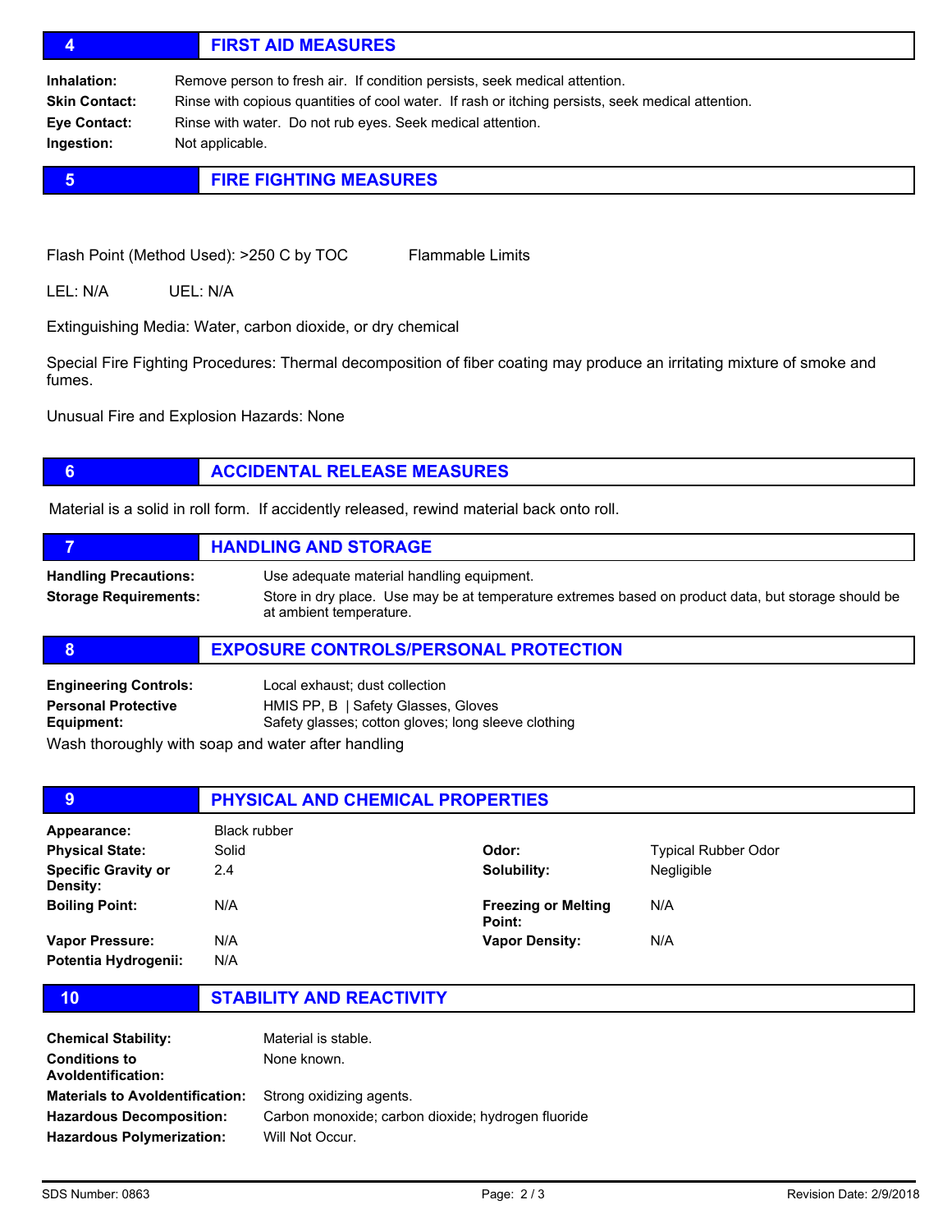## 4 FIRST AID MEASURES

**Inhalation:** Remove person to fresh air. If condition persists, seek medical attention.

**Skin Contact:** Rinse with copious quantities of cool water. If rash or itching persists, seek medical attention.

**Eye Contact:** Rinse with water. Do not rub eyes. Seek medical attention.

**Ingestion:** Not applicable.

## 5 FIRE FIGHTING MEASURES

Flash Point (Method Used): >250 C by TOC     Flammable Limits

LEL: N/A     UEL: N/A

Extinguishing Media: Water, carbon dioxide, or dry chemical

Special Fire Fighting Procedures: Thermal decomposition of fiber coating may produce an irritating mixture of smoke and fumes.

Unusual Fire and Explosion Hazards: None

## 6 ACCIDENTAL RELEASE MEASURES

Material is a solid in roll form. If accidently released, rewind material back onto roll.

## 7 HANDLING AND STORAGE

**Handling Precautions:** Use adequate material handling equipment.

**Storage Requirements:** Store in dry place. Use may be at temperature extremes based on product data, but storage should be at ambient temperature.

## 8 EXPOSURE CONTROLS/PERSONAL PROTECTION

**Engineering Controls:** Local exhaust; dust collection

**Personal Protective Equipment:** HMIS PP, B | Safety Glasses, Gloves
Safety glasses; cotton gloves; long sleeve clothing

Wash thoroughly with soap and water after handling

## 9 PHYSICAL AND CHEMICAL PROPERTIES

| | | | |
|---|---|---|---|
| **Appearance:** | Black rubber | | |
| **Physical State:** | Solid | **Odor:** | Typical Rubber Odor |
| **Specific Gravity or Density:** | 2.4 | **Solubility:** | Negligible |
| **Boiling Point:** | N/A | **Freezing or Melting Point:** | N/A |
| **Vapor Pressure:** | N/A | **Vapor Density:** | N/A |
| **Potentia Hydrogenii:** | N/A | | |

## 10 STABILITY AND REACTIVITY

**Chemical Stability:** Material is stable.

**Conditions to Avoldentification:** None known.

**Materials to Avoldentification:** Strong oxidizing agents.

**Hazardous Decomposition:** Carbon monoxide; carbon dioxide; hydrogen fluoride

**Hazardous Polymerization:** Will Not Occur.

SDS Number: 0863     Revision Date: 2/9/2018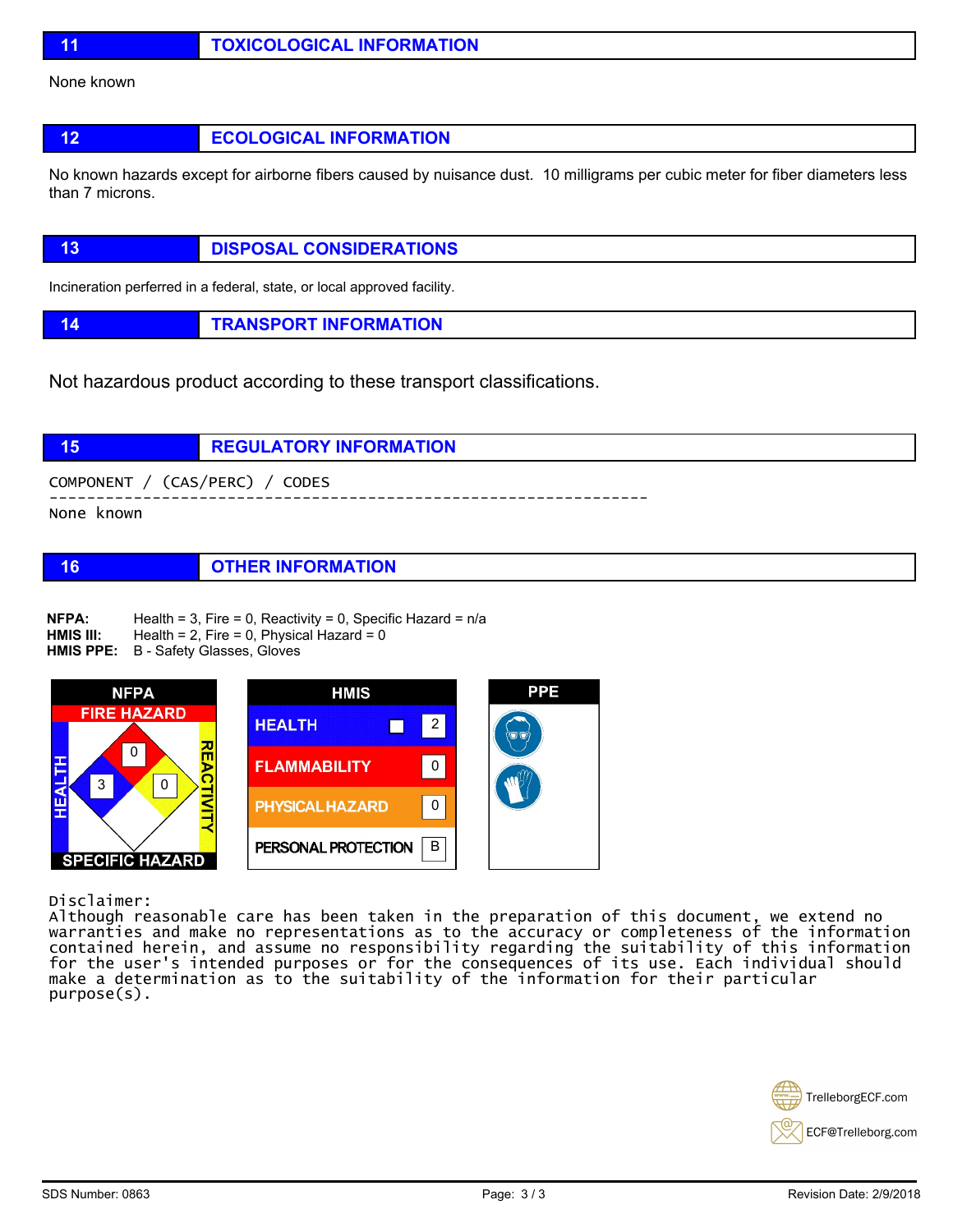## 11 TOXICOLOGICAL INFORMATION

None known

## 12 ECOLOGICAL INFORMATION

No known hazards except for airborne fibers caused by nuisance dust. 10 milligrams per cubic meter for fiber diameters less than 7 microns.

## 13 DISPOSAL CONSIDERATIONS

Incineration perferred in a federal, state, or local approved facility.

## 14 TRANSPORT INFORMATION

Not hazardous product according to these transport classifications.

## 15 REGULATORY INFORMATION

```
COMPONENT / (CAS/PERC) / CODES
----------------------------------------------------------------
None known
```

## 16 OTHER INFORMATION

**NFPA:** Health = 3, Fire = 0, Reactivity = 0, Specific Hazard = n/a
**HMIS III:** Health = 2, Fire = 0, Physical Hazard = 0
**HMIS PPE:** B - Safety Glasses, Gloves

NFPA
FIRE HAZARD: 0
HEALTH: 3
REACTIVITY: 0
SPECIFIC HAZARD

| HMIS | |
|---|---|
| HEALTH | 2 |
| FLAMMABILITY | 0 |
| PHYSICAL HAZARD | 0 |
| PERSONAL PROTECTION | B |

PPE

Disclaimer:
Although reasonable care has been taken in the preparation of this document, we extend no warranties and make no representations as to the accuracy or completeness of the information contained herein, and assume no responsibility regarding the suitability of this information for the user's intended purposes or for the consequences of its use. Each individual should make a determination as to the suitability of the information for their particular purpose(s).

TrelleborgECF.com
ECF@Trelleborg.com

SDS Number: 0863 Revision Date: 2/9/2018